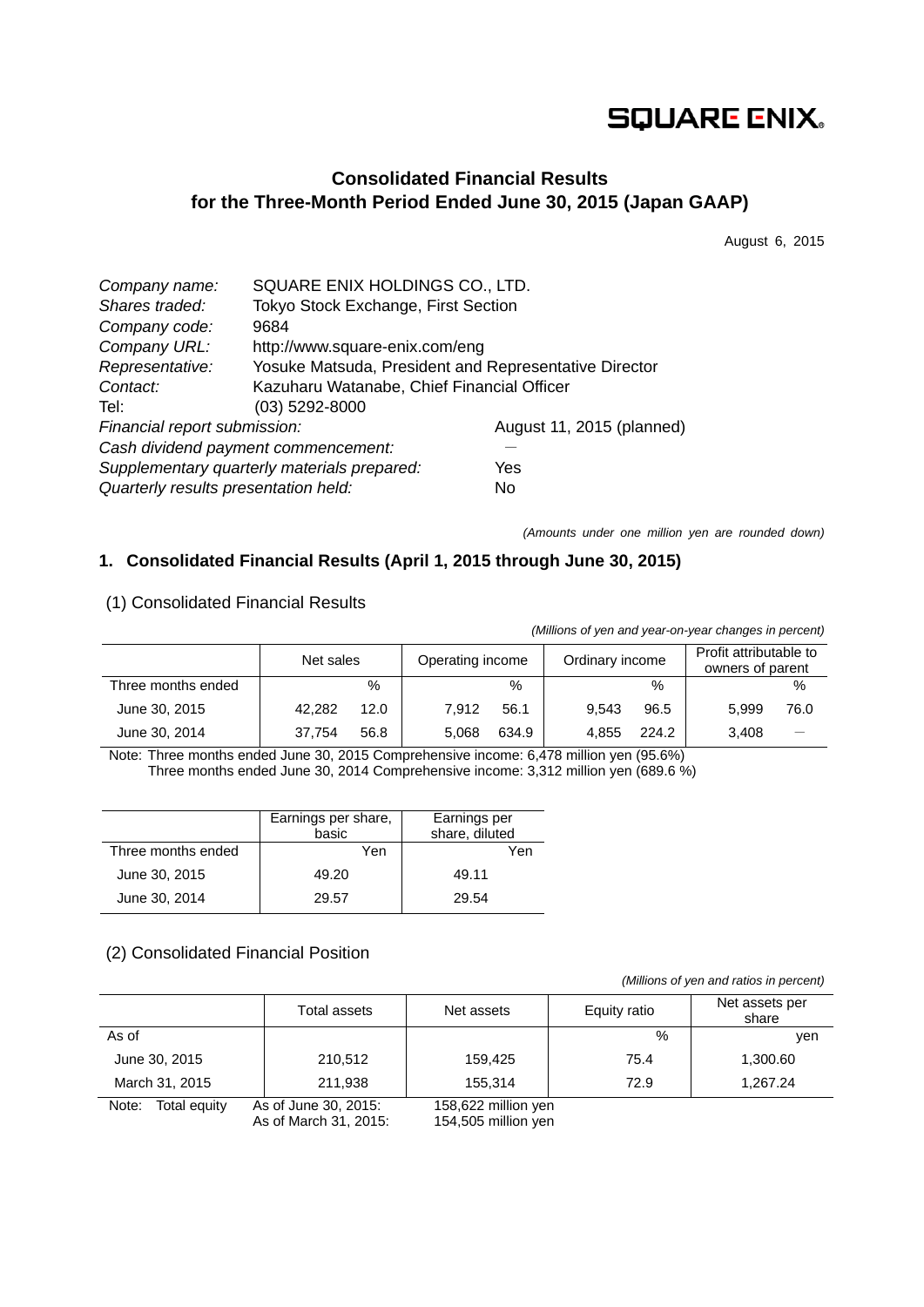SQUARE ENIX

# Consolidated Financial Results for the Three-Month Period Ended June 30, 2015 (Japan GAAP)

August 6, 2015

| | |
|---|---|
| *Company name:* | SQUARE ENIX HOLDINGS CO., LTD. |
| *Shares traded:* | Tokyo Stock Exchange, First Section |
| *Company code:* | 9684 |
| *Company URL:* | http://www.square-enix.com/eng |
| *Representative:* | Yosuke Matsuda, President and Representative Director |
| *Contact:* | Kazuharu Watanabe, Chief Financial Officer |
| Tel: | (03) 5292-8000 |
| *Financial report submission:* | August 11, 2015 (planned) |
| *Cash dividend payment commencement:* | — |
| *Supplementary quarterly materials prepared:* | Yes |
| *Quarterly results presentation held:* | No |

*(Amounts under one million yen are rounded down)*

## 1. Consolidated Financial Results (April 1, 2015 through June 30, 2015)

### (1) Consolidated Financial Results

*(Millions of yen and year-on-year changes in percent)*

| | Net sales | | Operating income | | Ordinary income | | Profit attributable to owners of parent | |
|---|---|---|---|---|---|---|---|---|
| Three months ended | | % | | % | | % | | % |
| June 30, 2015 | 42,282 | 12.0 | 7,912 | 56.1 | 9,543 | 96.5 | 5,999 | 76.0 |
| June 30, 2014 | 37,754 | 56.8 | 5,068 | 634.9 | 4,855 | 224.2 | 3,408 | — |

Note: Three months ended June 30, 2015 Comprehensive income: 6,478 million yen (95.6%)
Three months ended June 30, 2014 Comprehensive income: 3,312 million yen (689.6 %)

| | Earnings per share, basic | Earnings per share, diluted |
|---|---|---|
| Three months ended | Yen | Yen |
| June 30, 2015 | 49.20 | 49.11 |
| June 30, 2014 | 29.57 | 29.54 |

### (2) Consolidated Financial Position

*(Millions of yen and ratios in percent)*

| | Total assets | Net assets | Equity ratio | Net assets per share |
|---|---|---|---|---|
| As of | | | % | yen |
| June 30, 2015 | 210,512 | 159,425 | 75.4 | 1,300.60 |
| March 31, 2015 | 211,938 | 155,314 | 72.9 | 1,267.24 |

Note: Total equity As of June 30, 2015: 158,622 million yen
As of March 31, 2015: 154,505 million yen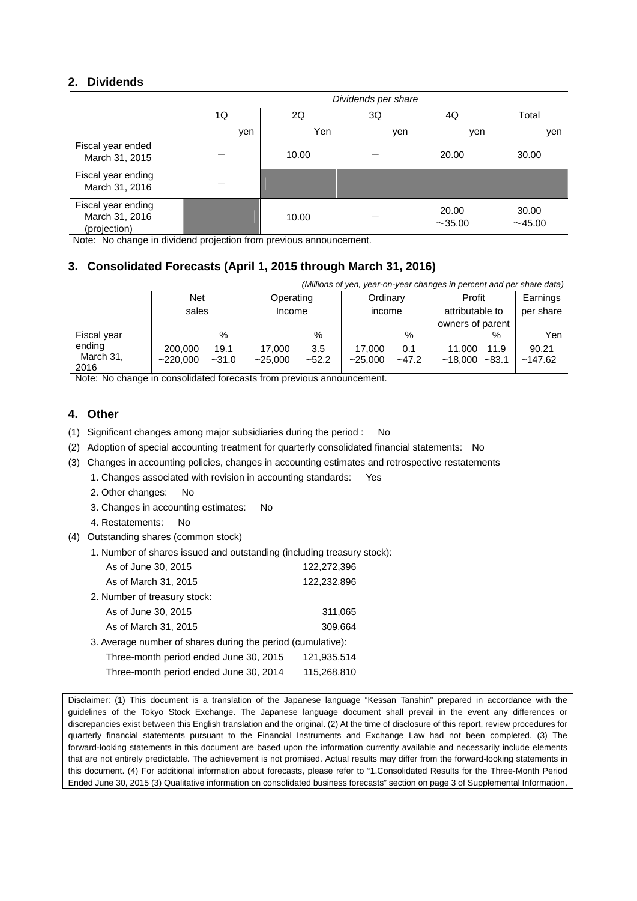## 2. Dividends

| | Dividends per share | | | | |
|---|---|---|---|---|---|
| | 1Q | 2Q | 3Q | 4Q | Total |
| | yen | Yen | yen | yen | yen |
| Fiscal year ended March 31, 2015 | — | 10.00 | — | 20.00 | 30.00 |
| Fiscal year ending March 31, 2016 | — | | | | |
| Fiscal year ending March 31, 2016 (projection) | | 10.00 | — | 20.00 ～35.00 | 30.00 ～45.00 |

Note: No change in dividend projection from previous announcement.

## 3. Consolidated Forecasts (April 1, 2015 through March 31, 2016)

*(Millions of yen, year-on-year changes in percent and per share data)*

| | Net sales | | Operating Income | | Ordinary income | | Profit attributable to owners of parent | | Earnings per share |
|---|---|---|---|---|---|---|---|---|---|
| | | % | | % | | % | | % | Yen |
| Fiscal year ending March 31, 2016 | 200,000 ~220,000 | 19.1 ~31.0 | 17,000 ~25,000 | 3.5 ~52.2 | 17,000 ~25,000 | 0.1 ~47.2 | 11,000 ~18,000 | 11.9 ~83.1 | 90.21 ~147.62 |

Note: No change in consolidated forecasts from previous announcement.

## 4. Other

(1) Significant changes among major subsidiaries during the period : No

(2) Adoption of special accounting treatment for quarterly consolidated financial statements: No

(3) Changes in accounting policies, changes in accounting estimates and retrospective restatements

1. Changes associated with revision in accounting standards: Yes
2. Other changes: No
3. Changes in accounting estimates: No
4. Restatements: No

(4) Outstanding shares (common stock)

1. Number of shares issued and outstanding (including treasury stock):

| | |
|---|---|
| As of June 30, 2015 | 122,272,396 |
| As of March 31, 2015 | 122,232,896 |

2. Number of treasury stock:

| | |
|---|---|
| As of June 30, 2015 | 311,065 |
| As of March 31, 2015 | 309,664 |

3. Average number of shares during the period (cumulative):

| | |
|---|---|
| Three-month period ended June 30, 2015 | 121,935,514 |
| Three-month period ended June 30, 2014 | 115,268,810 |

Disclaimer: (1) This document is a translation of the Japanese language "Kessan Tanshin" prepared in accordance with the guidelines of the Tokyo Stock Exchange. The Japanese language document shall prevail in the event any differences or discrepancies exist between this English translation and the original. (2) At the time of disclosure of this report, review procedures for quarterly financial statements pursuant to the Financial Instruments and Exchange Law had not been completed. (3) The forward-looking statements in this document are based upon the information currently available and necessarily include elements that are not entirely predictable. The achievement is not promised. Actual results may differ from the forward-looking statements in this document. (4) For additional information about forecasts, please refer to "1.Consolidated Results for the Three-Month Period Ended June 30, 2015 (3) Qualitative information on consolidated business forecasts" section on page 3 of Supplemental Information.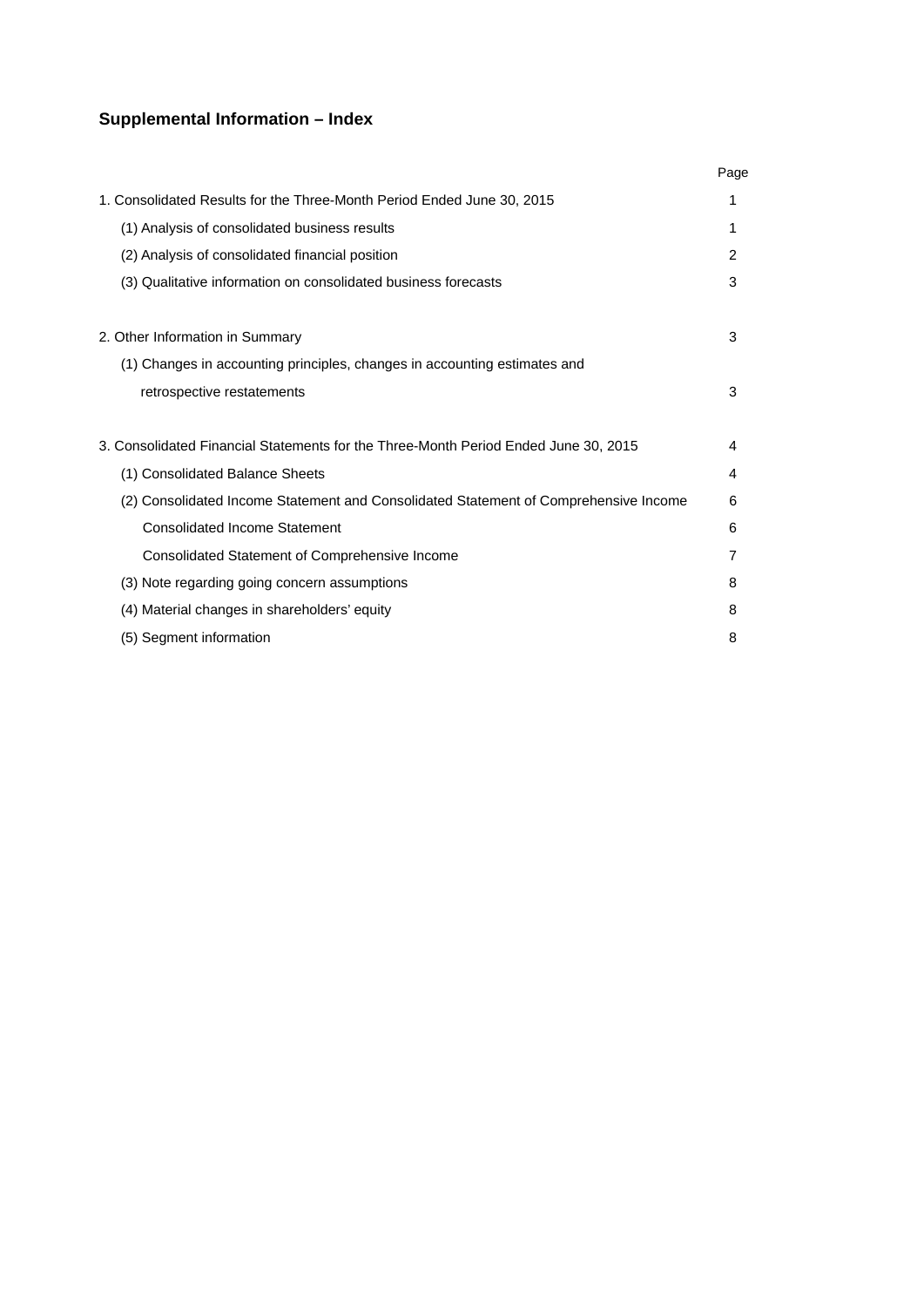## Supplemental Information – Index

| | Page |
|---|---|
| 1. Consolidated Results for the Three-Month Period Ended June 30, 2015 | 1 |
| (1) Analysis of consolidated business results | 1 |
| (2) Analysis of consolidated financial position | 2 |
| (3) Qualitative information on consolidated business forecasts | 3 |
| | |
| 2. Other Information in Summary | 3 |
| (1) Changes in accounting principles, changes in accounting estimates and retrospective restatements | 3 |
| | |
| 3. Consolidated Financial Statements for the Three-Month Period Ended June 30, 2015 | 4 |
| (1) Consolidated Balance Sheets | 4 |
| (2) Consolidated Income Statement and Consolidated Statement of Comprehensive Income | 6 |
| Consolidated Income Statement | 6 |
| Consolidated Statement of Comprehensive Income | 7 |
| (3) Note regarding going concern assumptions | 8 |
| (4) Material changes in shareholders' equity | 8 |
| (5) Segment information | 8 |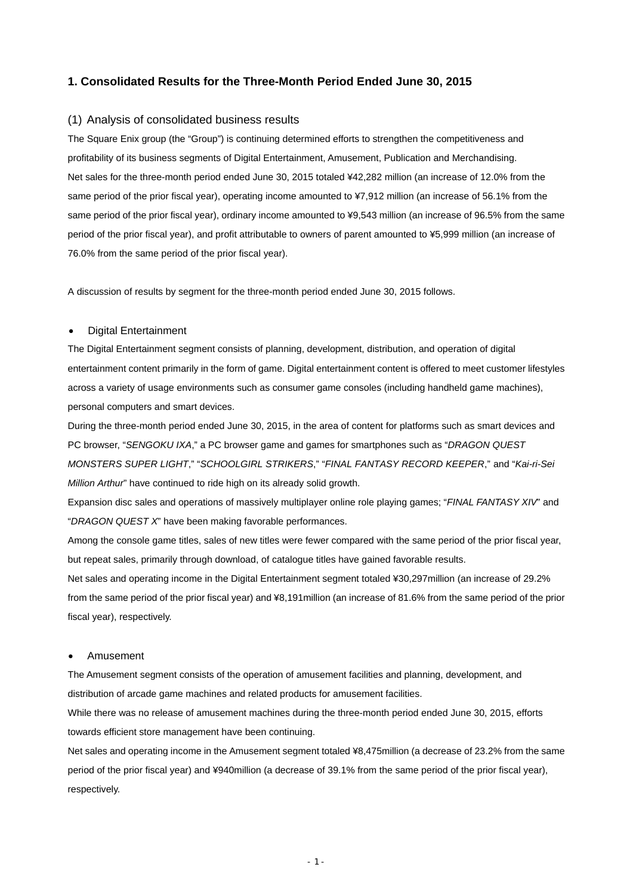## 1. Consolidated Results for the Three-Month Period Ended June 30, 2015

### (1) Analysis of consolidated business results

The Square Enix group (the "Group") is continuing determined efforts to strengthen the competitiveness and profitability of its business segments of Digital Entertainment, Amusement, Publication and Merchandising.

Net sales for the three-month period ended June 30, 2015 totaled ¥42,282 million (an increase of 12.0% from the same period of the prior fiscal year), operating income amounted to ¥7,912 million (an increase of 56.1% from the same period of the prior fiscal year), ordinary income amounted to ¥9,543 million (an increase of 96.5% from the same period of the prior fiscal year), and profit attributable to owners of parent amounted to ¥5,999 million (an increase of 76.0% from the same period of the prior fiscal year).

A discussion of results by segment for the three-month period ended June 30, 2015 follows.

- Digital Entertainment

The Digital Entertainment segment consists of planning, development, distribution, and operation of digital entertainment content primarily in the form of game. Digital entertainment content is offered to meet customer lifestyles across a variety of usage environments such as consumer game consoles (including handheld game machines), personal computers and smart devices.

During the three-month period ended June 30, 2015, in the area of content for platforms such as smart devices and PC browser, "*SENGOKU IXA*," a PC browser game and games for smartphones such as "*DRAGON QUEST MONSTERS SUPER LIGHT*," "*SCHOOLGIRL STRIKERS*," "*FINAL FANTASY RECORD KEEPER*," and "*Kai-ri-Sei Million Arthur*" have continued to ride high on its already solid growth.

Expansion disc sales and operations of massively multiplayer online role playing games; "*FINAL FANTASY XIV*" and "*DRAGON QUEST X*" have been making favorable performances.

Among the console game titles, sales of new titles were fewer compared with the same period of the prior fiscal year, but repeat sales, primarily through download, of catalogue titles have gained favorable results.

Net sales and operating income in the Digital Entertainment segment totaled ¥30,297million (an increase of 29.2% from the same period of the prior fiscal year) and ¥8,191million (an increase of 81.6% from the same period of the prior fiscal year), respectively.

- Amusement

The Amusement segment consists of the operation of amusement facilities and planning, development, and distribution of arcade game machines and related products for amusement facilities.

While there was no release of amusement machines during the three-month period ended June 30, 2015, efforts towards efficient store management have been continuing.

Net sales and operating income in the Amusement segment totaled ¥8,475million (a decrease of 23.2% from the same period of the prior fiscal year) and ¥940million (a decrease of 39.1% from the same period of the prior fiscal year), respectively.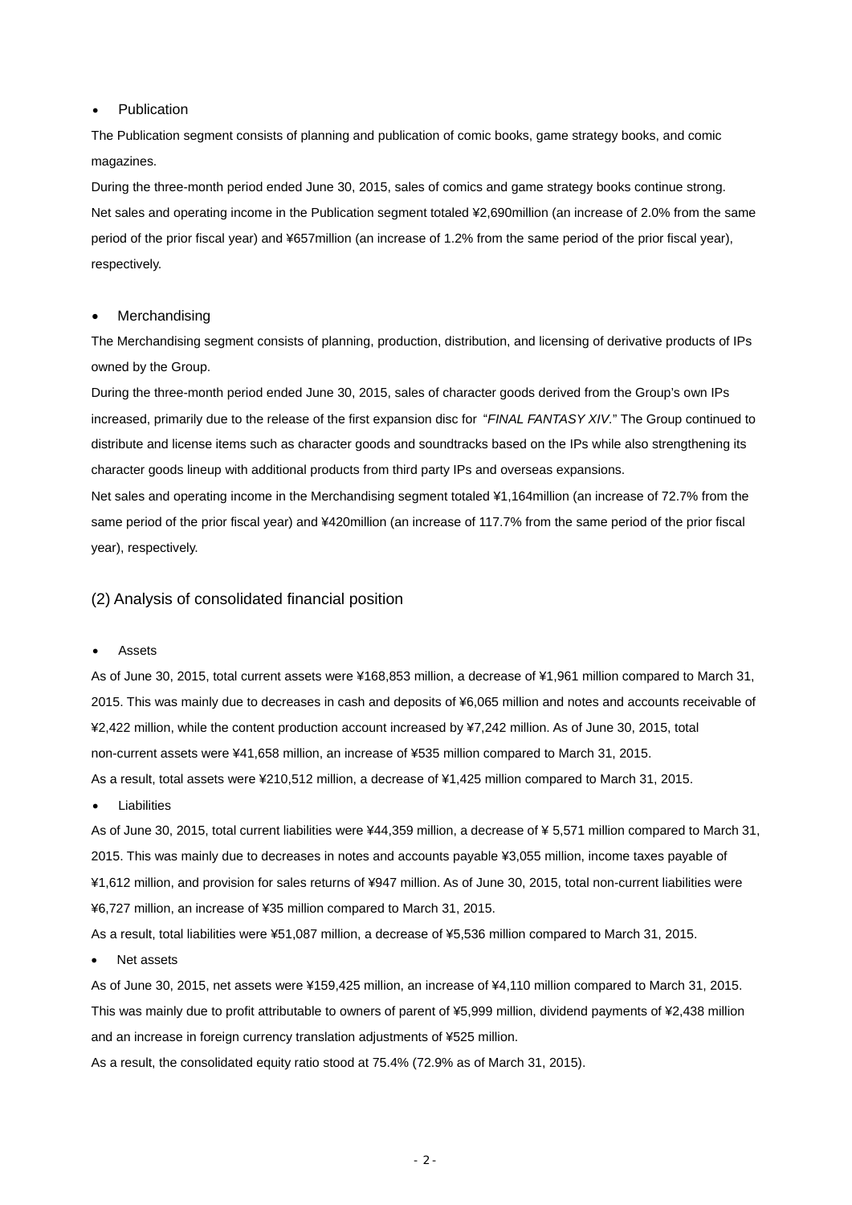- Publication

The Publication segment consists of planning and publication of comic books, game strategy books, and comic magazines.

During the three-month period ended June 30, 2015, sales of comics and game strategy books continue strong.

Net sales and operating income in the Publication segment totaled ¥2,690million (an increase of 2.0% from the same period of the prior fiscal year) and ¥657million (an increase of 1.2% from the same period of the prior fiscal year), respectively.

- Merchandising

The Merchandising segment consists of planning, production, distribution, and licensing of derivative products of IPs owned by the Group.

During the three-month period ended June 30, 2015, sales of character goods derived from the Group's own IPs increased, primarily due to the release of the first expansion disc for "*FINAL FANTASY XIV*." The Group continued to distribute and license items such as character goods and soundtracks based on the IPs while also strengthening its character goods lineup with additional products from third party IPs and overseas expansions.

Net sales and operating income in the Merchandising segment totaled ¥1,164million (an increase of 72.7% from the same period of the prior fiscal year) and ¥420million (an increase of 117.7% from the same period of the prior fiscal year), respectively.

## (2) Analysis of consolidated financial position

- Assets

As of June 30, 2015, total current assets were ¥168,853 million, a decrease of ¥1,961 million compared to March 31, 2015. This was mainly due to decreases in cash and deposits of ¥6,065 million and notes and accounts receivable of ¥2,422 million, while the content production account increased by ¥7,242 million. As of June 30, 2015, total non-current assets were ¥41,658 million, an increase of ¥535 million compared to March 31, 2015.

As a result, total assets were ¥210,512 million, a decrease of ¥1,425 million compared to March 31, 2015.

- Liabilities

As of June 30, 2015, total current liabilities were ¥44,359 million, a decrease of ¥ 5,571 million compared to March 31, 2015. This was mainly due to decreases in notes and accounts payable ¥3,055 million, income taxes payable of ¥1,612 million, and provision for sales returns of ¥947 million. As of June 30, 2015, total non-current liabilities were ¥6,727 million, an increase of ¥35 million compared to March 31, 2015.

As a result, total liabilities were ¥51,087 million, a decrease of ¥5,536 million compared to March 31, 2015.

- Net assets

As of June 30, 2015, net assets were ¥159,425 million, an increase of ¥4,110 million compared to March 31, 2015. This was mainly due to profit attributable to owners of parent of ¥5,999 million, dividend payments of ¥2,438 million and an increase in foreign currency translation adjustments of ¥525 million.

As a result, the consolidated equity ratio stood at 75.4% (72.9% as of March 31, 2015).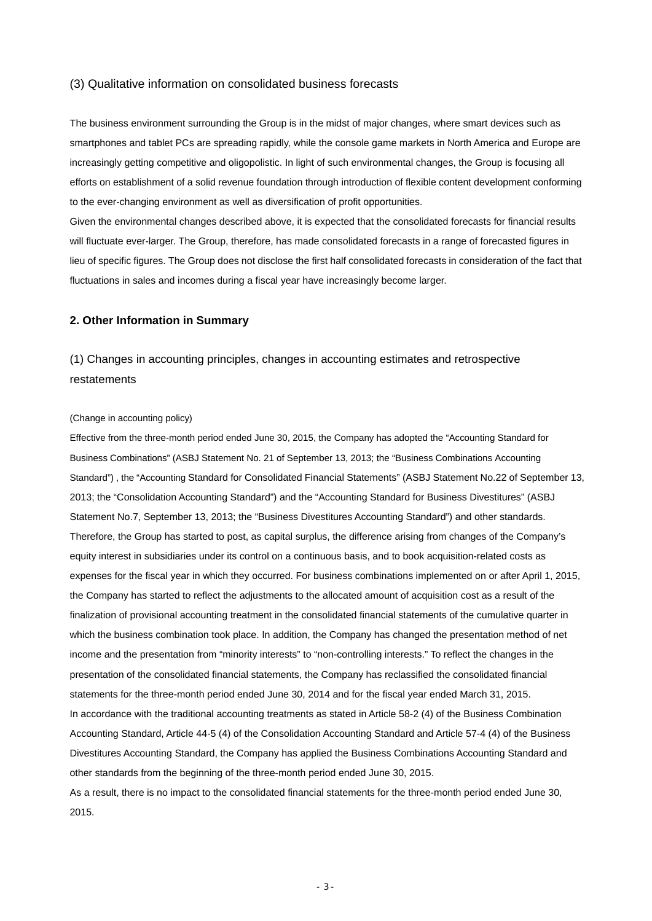### (3) Qualitative information on consolidated business forecasts

The business environment surrounding the Group is in the midst of major changes, where smart devices such as smartphones and tablet PCs are spreading rapidly, while the console game markets in North America and Europe are increasingly getting competitive and oligopolistic. In light of such environmental changes, the Group is focusing all efforts on establishment of a solid revenue foundation through introduction of flexible content development conforming to the ever-changing environment as well as diversification of profit opportunities.

Given the environmental changes described above, it is expected that the consolidated forecasts for financial results will fluctuate ever-larger. The Group, therefore, has made consolidated forecasts in a range of forecasted figures in lieu of specific figures. The Group does not disclose the first half consolidated forecasts in consideration of the fact that fluctuations in sales and incomes during a fiscal year have increasingly become larger.

## 2. Other Information in Summary

### (1) Changes in accounting principles, changes in accounting estimates and retrospective restatements

(Change in accounting policy)

Effective from the three-month period ended June 30, 2015, the Company has adopted the “Accounting Standard for Business Combinations” (ASBJ Statement No. 21 of September 13, 2013; the “Business Combinations Accounting Standard”) , the “Accounting Standard for Consolidated Financial Statements” (ASBJ Statement No.22 of September 13, 2013; the “Consolidation Accounting Standard”) and the “Accounting Standard for Business Divestitures” (ASBJ Statement No.7, September 13, 2013; the “Business Divestitures Accounting Standard”) and other standards. Therefore, the Group has started to post, as capital surplus, the difference arising from changes of the Company’s equity interest in subsidiaries under its control on a continuous basis, and to book acquisition-related costs as expenses for the fiscal year in which they occurred. For business combinations implemented on or after April 1, 2015, the Company has started to reflect the adjustments to the allocated amount of acquisition cost as a result of the finalization of provisional accounting treatment in the consolidated financial statements of the cumulative quarter in which the business combination took place. In addition, the Company has changed the presentation method of net income and the presentation from “minority interests” to “non-controlling interests.” To reflect the changes in the presentation of the consolidated financial statements, the Company has reclassified the consolidated financial statements for the three-month period ended June 30, 2014 and for the fiscal year ended March 31, 2015.

In accordance with the traditional accounting treatments as stated in Article 58-2 (4) of the Business Combination Accounting Standard, Article 44-5 (4) of the Consolidation Accounting Standard and Article 57-4 (4) of the Business Divestitures Accounting Standard, the Company has applied the Business Combinations Accounting Standard and other standards from the beginning of the three-month period ended June 30, 2015.

As a result, there is no impact to the consolidated financial statements for the three-month period ended June 30, 2015.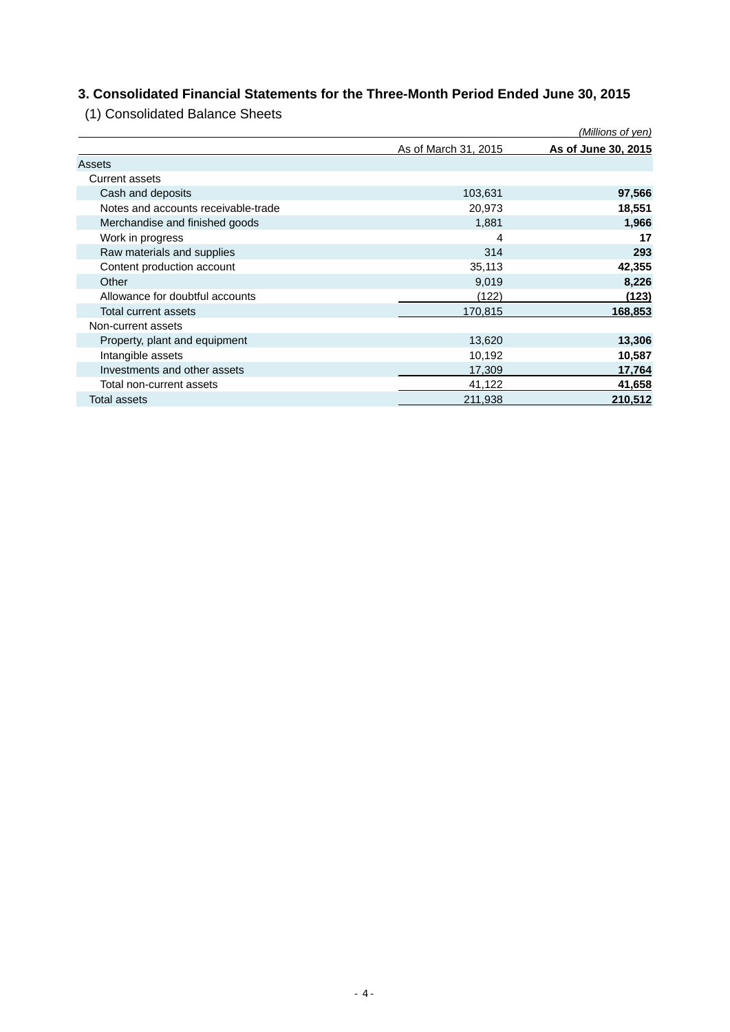## 3. Consolidated Financial Statements for the Three-Month Period Ended June 30, 2015

### (1) Consolidated Balance Sheets

*(Millions of yen)*

| | As of March 31, 2015 | **As of June 30, 2015** |
|---|---|---|
| Assets | | |
| Current assets | | |
| Cash and deposits | 103,631 | **97,566** |
| Notes and accounts receivable-trade | 20,973 | **18,551** |
| Merchandise and finished goods | 1,881 | **1,966** |
| Work in progress | 4 | **17** |
| Raw materials and supplies | 314 | **293** |
| Content production account | 35,113 | **42,355** |
| Other | 9,019 | **8,226** |
| Allowance for doubtful accounts | (122) | **(123)** |
| Total current assets | 170,815 | **168,853** |
| Non-current assets | | |
| Property, plant and equipment | 13,620 | **13,306** |
| Intangible assets | 10,192 | **10,587** |
| Investments and other assets | 17,309 | **17,764** |
| Total non-current assets | 41,122 | **41,658** |
| Total assets | 211,938 | **210,512** |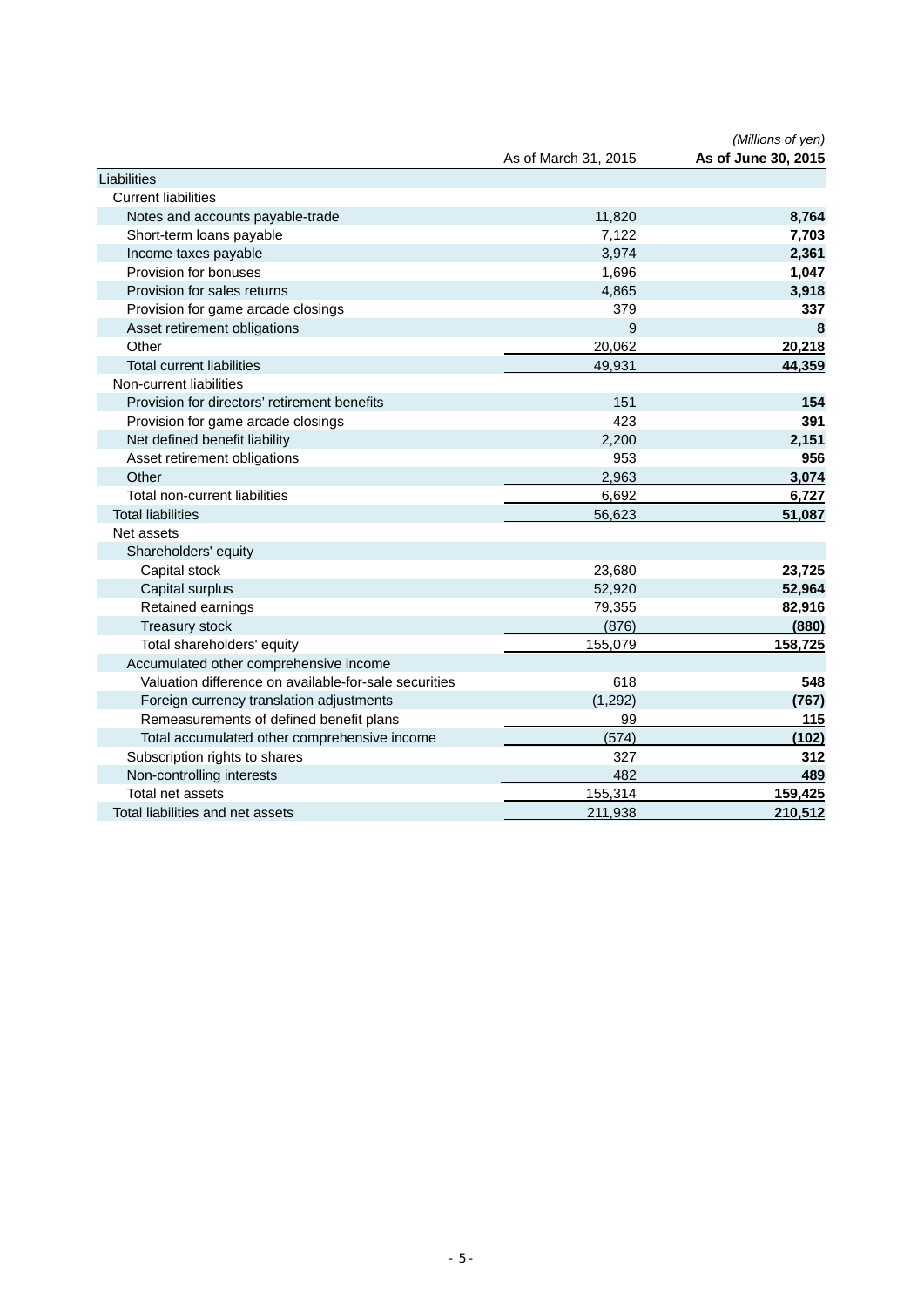(Millions of yen)

| | As of March 31, 2015 | As of June 30, 2015 |
|---|---|---|
| Liabilities | | |
| Current liabilities | | |
| Notes and accounts payable-trade | 11,820 | **8,764** |
| Short-term loans payable | 7,122 | **7,703** |
| Income taxes payable | 3,974 | **2,361** |
| Provision for bonuses | 1,696 | **1,047** |
| Provision for sales returns | 4,865 | **3,918** |
| Provision for game arcade closings | 379 | **337** |
| Asset retirement obligations | 9 | **8** |
| Other | 20,062 | **20,218** |
| Total current liabilities | 49,931 | **44,359** |
| Non-current liabilities | | |
| Provision for directors' retirement benefits | 151 | **154** |
| Provision for game arcade closings | 423 | **391** |
| Net defined benefit liability | 2,200 | **2,151** |
| Asset retirement obligations | 953 | **956** |
| Other | 2,963 | **3,074** |
| Total non-current liabilities | 6,692 | **6,727** |
| Total liabilities | 56,623 | **51,087** |
| Net assets | | |
| Shareholders' equity | | |
| Capital stock | 23,680 | **23,725** |
| Capital surplus | 52,920 | **52,964** |
| Retained earnings | 79,355 | **82,916** |
| Treasury stock | (876) | **(880)** |
| Total shareholders' equity | 155,079 | **158,725** |
| Accumulated other comprehensive income | | |
| Valuation difference on available-for-sale securities | 618 | **548** |
| Foreign currency translation adjustments | (1,292) | **(767)** |
| Remeasurements of defined benefit plans | 99 | **115** |
| Total accumulated other comprehensive income | (574) | **(102)** |
| Subscription rights to shares | 327 | **312** |
| Non-controlling interests | 482 | **489** |
| Total net assets | 155,314 | **159,425** |
| Total liabilities and net assets | 211,938 | **210,512** |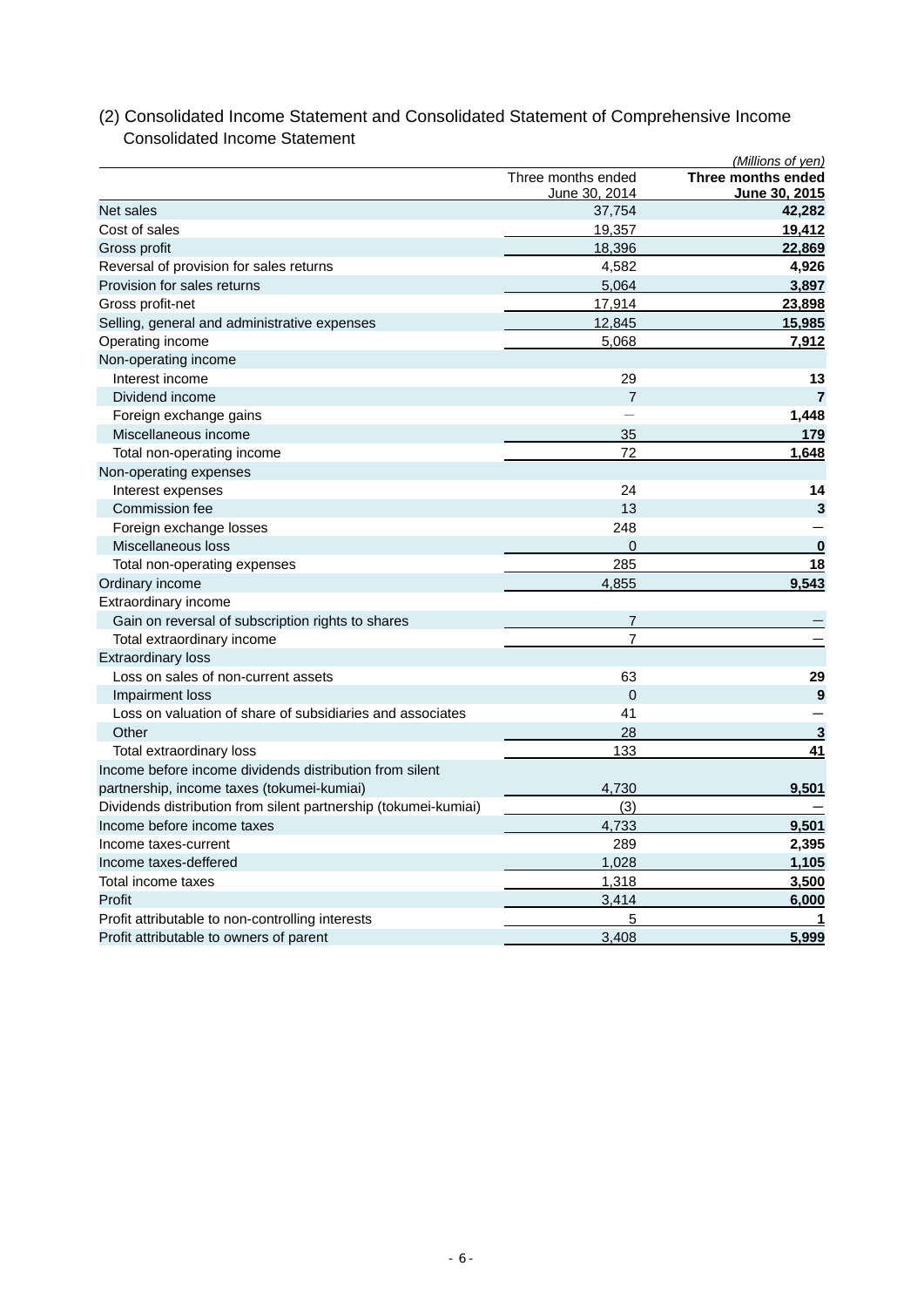## (2) Consolidated Income Statement and Consolidated Statement of Comprehensive Income

### Consolidated Income Statement

*(Millions of yen)*

| | Three months ended June 30, 2014 | **Three months ended June 30, 2015** |
|---|---|---|
| Net sales | 37,754 | **42,282** |
| Cost of sales | 19,357 | **19,412** |
| Gross profit | 18,396 | **22,869** |
| Reversal of provision for sales returns | 4,582 | **4,926** |
| Provision for sales returns | 5,064 | **3,897** |
| Gross profit-net | 17,914 | **23,898** |
| Selling, general and administrative expenses | 12,845 | **15,985** |
| Operating income | 5,068 | **7,912** |
| Non-operating income | | |
| Interest income | 29 | **13** |
| Dividend income | 7 | **7** |
| Foreign exchange gains | － | **1,448** |
| Miscellaneous income | 35 | **179** |
| Total non-operating income | 72 | **1,648** |
| Non-operating expenses | | |
| Interest expenses | 24 | **14** |
| Commission fee | 13 | **3** |
| Foreign exchange losses | 248 | **－** |
| Miscellaneous loss | 0 | **0** |
| Total non-operating expenses | 285 | **18** |
| Ordinary income | 4,855 | **9,543** |
| Extraordinary income | | |
| Gain on reversal of subscription rights to shares | 7 | **－** |
| Total extraordinary income | 7 | **－** |
| Extraordinary loss | | |
| Loss on sales of non-current assets | 63 | **29** |
| Impairment loss | 0 | **9** |
| Loss on valuation of share of subsidiaries and associates | 41 | **－** |
| Other | 28 | **3** |
| Total extraordinary loss | 133 | **41** |
| Income before income dividends distribution from silent partnership, income taxes (tokumei-kumiai) | 4,730 | **9,501** |
| Dividends distribution from silent partnership (tokumei-kumiai) | (3) | **－** |
| Income before income taxes | 4,733 | **9,501** |
| Income taxes-current | 289 | **2,395** |
| Income taxes-deffered | 1,028 | **1,105** |
| Total income taxes | 1,318 | **3,500** |
| Profit | 3,414 | **6,000** |
| Profit attributable to non-controlling interests | 5 | **1** |
| Profit attributable to owners of parent | 3,408 | **5,999** |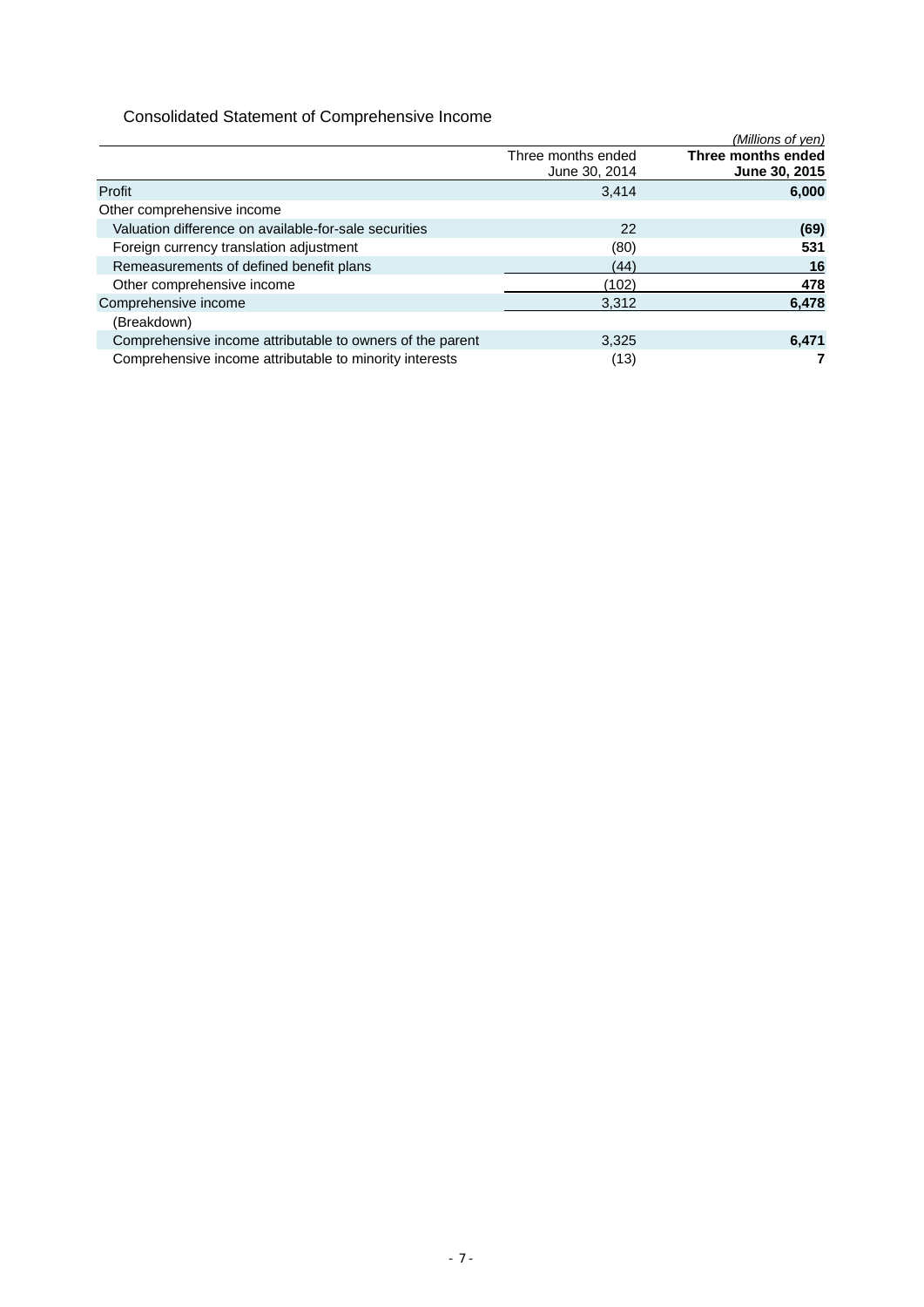## Consolidated Statement of Comprehensive Income

*(Millions of yen)*

| | Three months ended June 30, 2014 | **Three months ended June 30, 2015** |
|---|---|---|
| Profit | 3,414 | **6,000** |
| Other comprehensive income | | |
| Valuation difference on available-for-sale securities | 22 | **(69)** |
| Foreign currency translation adjustment | (80) | **531** |
| Remeasurements of defined benefit plans | (44) | **16** |
| Other comprehensive income | (102) | **478** |
| Comprehensive income | 3,312 | **6,478** |
| (Breakdown) | | |
| Comprehensive income attributable to owners of the parent | 3,325 | **6,471** |
| Comprehensive income attributable to minority interests | (13) | **7** |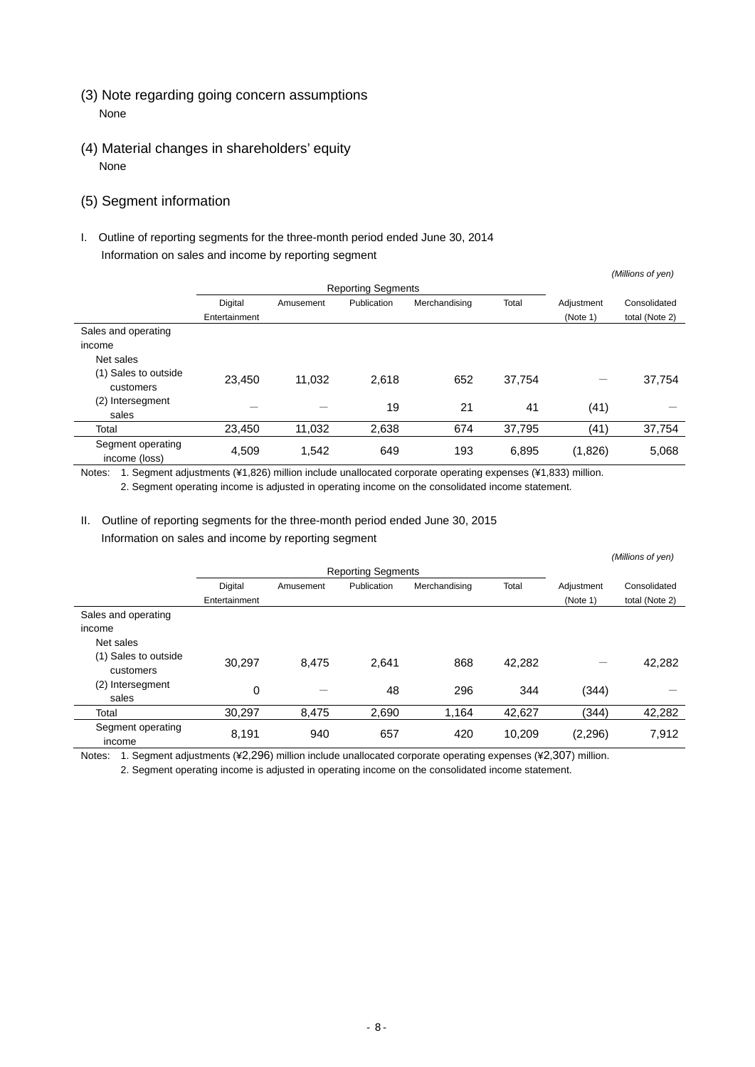## (3) Note regarding going concern assumptions

None

## (4) Material changes in shareholders' equity

None

## (5) Segment information

I. Outline of reporting segments for the three-month period ended June 30, 2014

Information on sales and income by reporting segment

*(Millions of yen)*

| | Reporting Segments | | | | | | |
|---|---|---|---|---|---|---|---|
| | Digital Entertainment | Amusement | Publication | Merchandising | Total | Adjustment (Note 1) | Consolidated total (Note 2) |
| Sales and operating income | | | | | | | |
| Net sales | | | | | | | |
| (1) Sales to outside customers | 23,450 | 11,032 | 2,618 | 652 | 37,754 | — | 37,754 |
| (2) Intersegment sales | — | — | 19 | 21 | 41 | (41) | — |
| Total | 23,450 | 11,032 | 2,638 | 674 | 37,795 | (41) | 37,754 |
| Segment operating income (loss) | 4,509 | 1,542 | 649 | 193 | 6,895 | (1,826) | 5,068 |

Notes: 1. Segment adjustments (¥1,826) million include unallocated corporate operating expenses (¥1,833) million.

2. Segment operating income is adjusted in operating income on the consolidated income statement.

II. Outline of reporting segments for the three-month period ended June 30, 2015

Information on sales and income by reporting segment

*(Millions of yen)*

| | Reporting Segments | | | | | | |
|---|---|---|---|---|---|---|---|
| | Digital Entertainment | Amusement | Publication | Merchandising | Total | Adjustment (Note 1) | Consolidated total (Note 2) |
| Sales and operating income | | | | | | | |
| Net sales | | | | | | | |
| (1) Sales to outside customers | 30,297 | 8,475 | 2,641 | 868 | 42,282 | — | 42,282 |
| (2) Intersegment sales | 0 | — | 48 | 296 | 344 | (344) | — |
| Total | 30,297 | 8,475 | 2,690 | 1,164 | 42,627 | (344) | 42,282 |
| Segment operating income | 8,191 | 940 | 657 | 420 | 10,209 | (2,296) | 7,912 |

Notes: 1. Segment adjustments (¥2,296) million include unallocated corporate operating expenses (¥2,307) million.

2. Segment operating income is adjusted in operating income on the consolidated income statement.